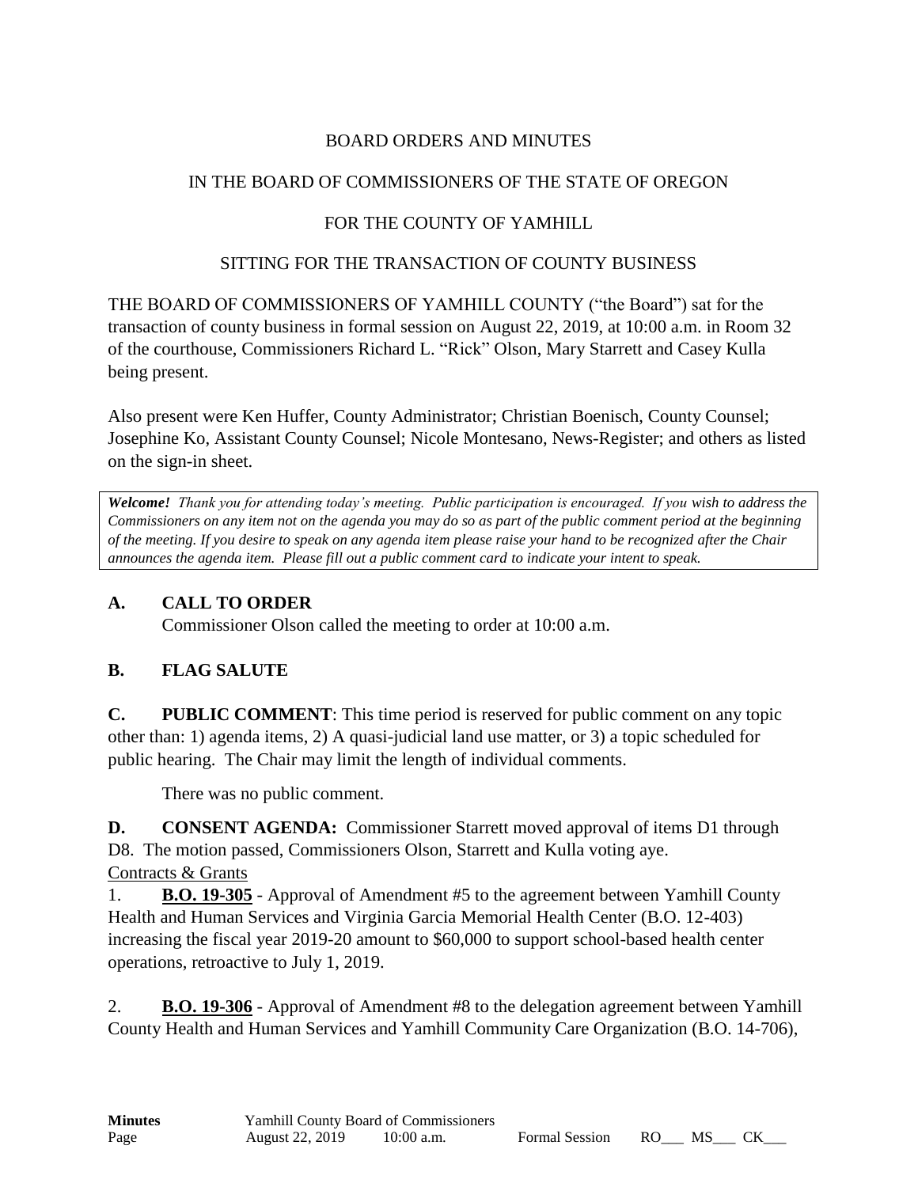BOARD ORDERS AND MINUTES

IN THE BOARD OF COMMISSIONERS OF THE STATE OF OREGON

FOR THE COUNTY OF YAMHILL

SITTING FOR THE TRANSACTION OF COUNTY BUSINESS

THE BOARD OF COMMISSIONERS OF YAMHILL COUNTY ("the Board") sat for the transaction of county business in formal session on August 22, 2019, at 10:00 a.m. in Room 32 of the courthouse, Commissioners Richard L. "Rick" Olson, Mary Starrett and Casey Kulla being present.

Also present were Ken Huffer, County Administrator; Christian Boenisch, County Counsel; Josephine Ko, Assistant County Counsel; Nicole Montesano, News-Register; and others as listed on the sign-in sheet.

***Welcome!*** *Thank you for attending today's meeting. Public participation is encouraged. If you wish to address the Commissioners on any item not on the agenda you may do so as part of the public comment period at the beginning of the meeting. If you desire to speak on any agenda item please raise your hand to be recognized after the Chair announces the agenda item. Please fill out a public comment card to indicate your intent to speak.*

## A. CALL TO ORDER

Commissioner Olson called the meeting to order at 10:00 a.m.

## B. FLAG SALUTE

**C. PUBLIC COMMENT**: This time period is reserved for public comment on any topic other than: 1) agenda items, 2) A quasi-judicial land use matter, or 3) a topic scheduled for public hearing. The Chair may limit the length of individual comments.

There was no public comment.

**D. CONSENT AGENDA:** Commissioner Starrett moved approval of items D1 through D8. The motion passed, Commissioners Olson, Starrett and Kulla voting aye.

Contracts & Grants

1. **B.O. 19-305** - Approval of Amendment #5 to the agreement between Yamhill County Health and Human Services and Virginia Garcia Memorial Health Center (B.O. 12-403) increasing the fiscal year 2019-20 amount to $60,000 to support school-based health center operations, retroactive to July 1, 2019.

2. **B.O. 19-306** - Approval of Amendment #8 to the delegation agreement between Yamhill County Health and Human Services and Yamhill Community Care Organization (B.O. 14-706),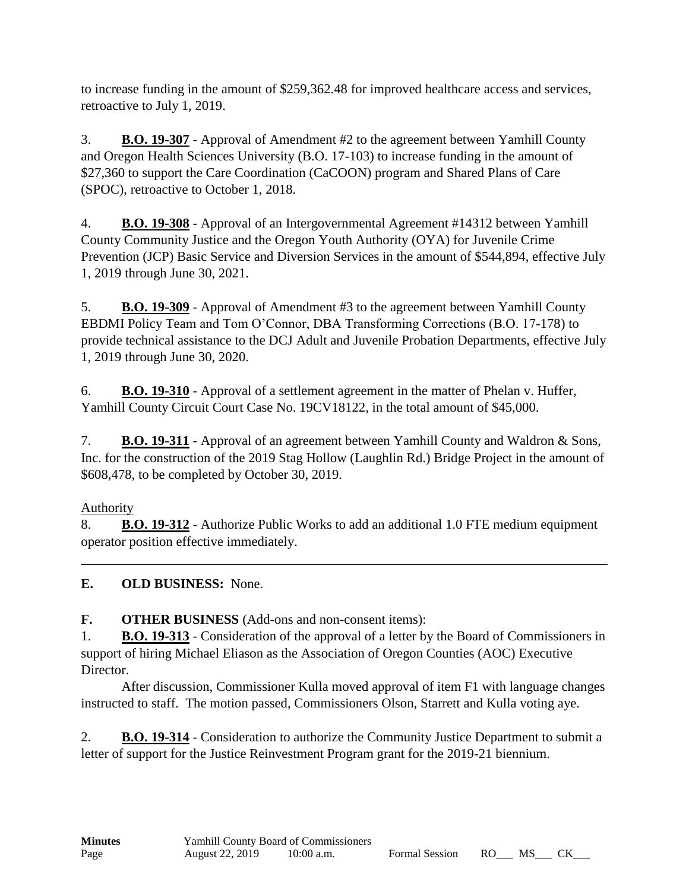to increase funding in the amount of $259,362.48 for improved healthcare access and services, retroactive to July 1, 2019.

3. **B.O. 19-307** - Approval of Amendment #2 to the agreement between Yamhill County and Oregon Health Sciences University (B.O. 17-103) to increase funding in the amount of $27,360 to support the Care Coordination (CaCOON) program and Shared Plans of Care (SPOC), retroactive to October 1, 2018.

4. **B.O. 19-308** - Approval of an Intergovernmental Agreement #14312 between Yamhill County Community Justice and the Oregon Youth Authority (OYA) for Juvenile Crime Prevention (JCP) Basic Service and Diversion Services in the amount of $544,894, effective July 1, 2019 through June 30, 2021.

5. **B.O. 19-309** - Approval of Amendment #3 to the agreement between Yamhill County EBDMI Policy Team and Tom O'Connor, DBA Transforming Corrections (B.O. 17-178) to provide technical assistance to the DCJ Adult and Juvenile Probation Departments, effective July 1, 2019 through June 30, 2020.

6. **B.O. 19-310** - Approval of a settlement agreement in the matter of Phelan v. Huffer, Yamhill County Circuit Court Case No. 19CV18122, in the total amount of $45,000.

7. **B.O. 19-311** - Approval of an agreement between Yamhill County and Waldron & Sons, Inc. for the construction of the 2019 Stag Hollow (Laughlin Rd.) Bridge Project in the amount of $608,478, to be completed by October 30, 2019.

Authority

8. **B.O. 19-312** - Authorize Public Works to add an additional 1.0 FTE medium equipment operator position effective immediately.

---

**E. OLD BUSINESS:** None.

**F. OTHER BUSINESS** (Add-ons and non-consent items):

1. **B.O. 19-313** - Consideration of the approval of a letter by the Board of Commissioners in support of hiring Michael Eliason as the Association of Oregon Counties (AOC) Executive Director.

After discussion, Commissioner Kulla moved approval of item F1 with language changes instructed to staff. The motion passed, Commissioners Olson, Starrett and Kulla voting aye.

2. **B.O. 19-314** - Consideration to authorize the Community Justice Department to submit a letter of support for the Justice Reinvestment Program grant for the 2019-21 biennium.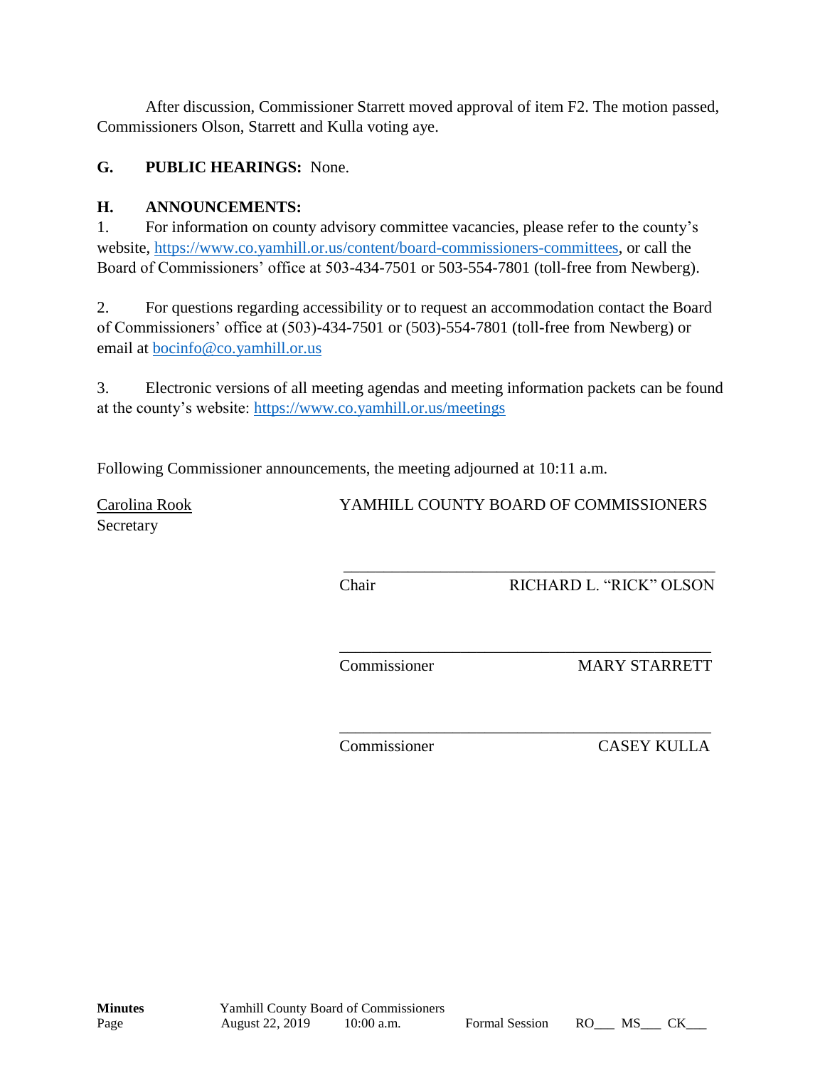After discussion, Commissioner Starrett moved approval of item F2. The motion passed, Commissioners Olson, Starrett and Kulla voting aye.

**G. PUBLIC HEARINGS:** None.

**H. ANNOUNCEMENTS:**

1. For information on county advisory committee vacancies, please refer to the county's website, https://www.co.yamhill.or.us/content/board-commissioners-committees, or call the Board of Commissioners' office at 503-434-7501 or 503-554-7801 (toll-free from Newberg).

2. For questions regarding accessibility or to request an accommodation contact the Board of Commissioners' office at (503)-434-7501 or (503)-554-7801 (toll-free from Newberg) or email at bocinfo@co.yamhill.or.us

3. Electronic versions of all meeting agendas and meeting information packets can be found at the county's website: https://www.co.yamhill.or.us/meetings

Following Commissioner announcements, the meeting adjourned at 10:11 a.m.

Carolina Rook
Secretary

YAMHILL COUNTY BOARD OF COMMISSIONERS

\_\_\_\_\_\_\_\_\_\_\_\_\_\_\_\_\_\_\_\_\_\_\_\_\_\_\_\_\_\_\_\_\_\_\_\_\_\_\_\_\_\_

Chair RICHARD L. "RICK" OLSON

\_\_\_\_\_\_\_\_\_\_\_\_\_\_\_\_\_\_\_\_\_\_\_\_\_\_\_\_\_\_\_\_\_\_\_\_\_\_\_\_\_\_

Commissioner MARY STARRETT

\_\_\_\_\_\_\_\_\_\_\_\_\_\_\_\_\_\_\_\_\_\_\_\_\_\_\_\_\_\_\_\_\_\_\_\_\_\_\_\_\_\_

Commissioner CASEY KULLA